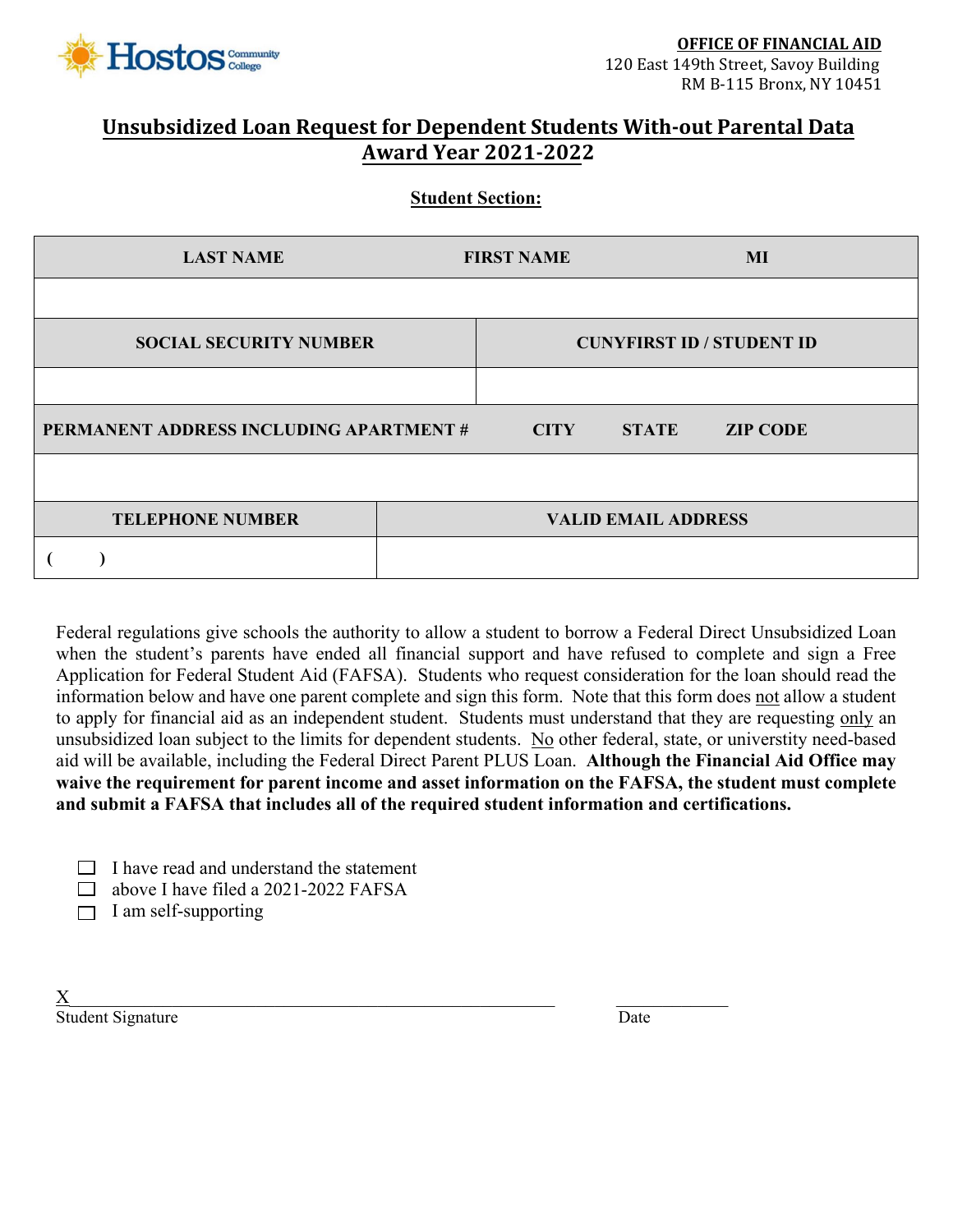Hostos Community College

**OFFICE OF FINANCIAL AID**
120 East 149th Street, Savoy Building
RM B-115 Bronx, NY 10451

# Unsubsidized Loan Request for Dependent Students With-out Parental Data Award Year 2021-2022

## Student Section:

| LAST NAME | FIRST NAME | MI |
|---|---|---|
| | | |

| SOCIAL SECURITY NUMBER | CUNYFIRST ID / STUDENT ID |
|---|---|
| | |

| PERMANENT ADDRESS INCLUDING APARTMENT # | CITY | STATE | ZIP CODE |
|---|---|---|---|
| | | | |

| TELEPHONE NUMBER | VALID EMAIL ADDRESS |
|---|---|
| (      ) | |

Federal regulations give schools the authority to allow a student to borrow a Federal Direct Unsubsidized Loan when the student's parents have ended all financial support and have refused to complete and sign a Free Application for Federal Student Aid (FAFSA). Students who request consideration for the loan should read the information below and have one parent complete and sign this form. Note that this form does not allow a student to apply for financial aid as an independent student. Students must understand that they are requesting only an unsubsidized loan subject to the limits for dependent students. No other federal, state, or universtity need-based aid will be available, including the Federal Direct Parent PLUS Loan. **Although the Financial Aid Office may waive the requirement for parent income and asset information on the FAFSA, the student must complete and submit a FAFSA that includes all of the required student information and certifications.**

- ☐ I have read and understand the statement
- ☐ above I have filed a 2021-2022 FAFSA
- ☐ I am self-supporting

X_______________________________________________ Student Signature

_______________ Date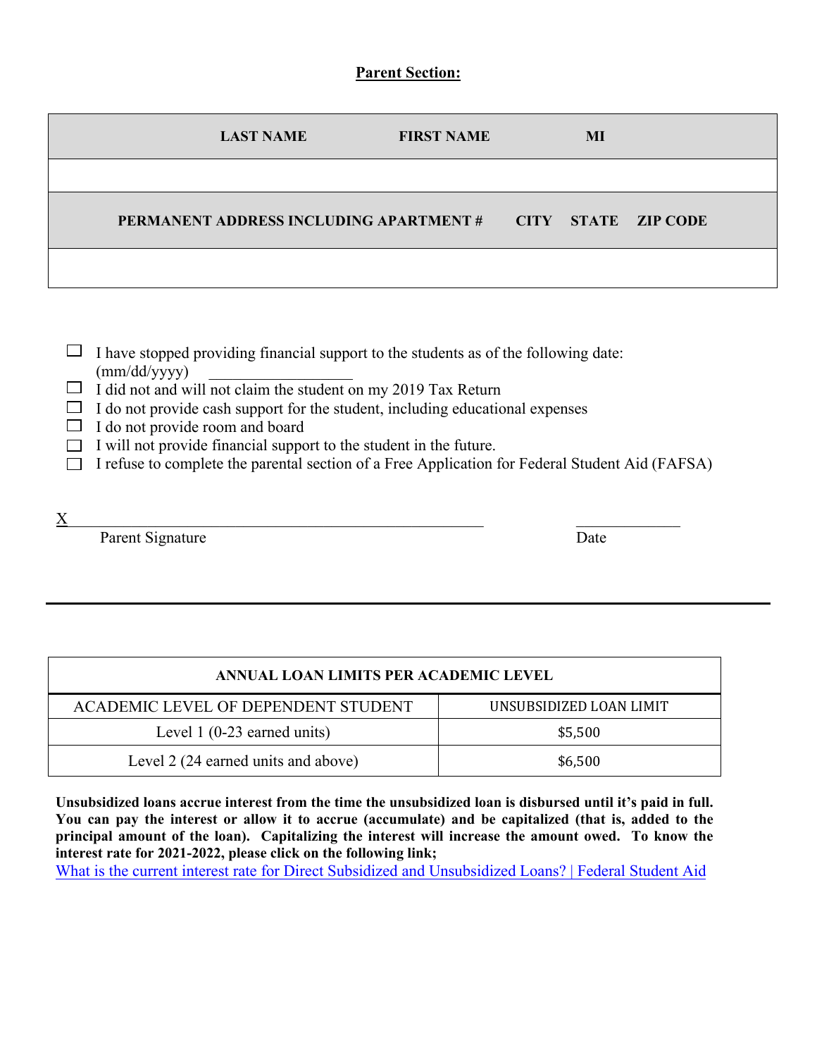**Parent Section:**

| LAST NAME | FIRST NAME | MI |
| --- | --- | --- |
| | | |

| PERMANENT ADDRESS INCLUDING APARTMENT # | CITY | STATE | ZIP CODE |
| --- | --- | --- | --- |
| | | | |

- ☐ I have stopped providing financial support to the students as of the following date: (mm/dd/yyyy) ________________
- ☐ I did not and will not claim the student on my 2019 Tax Return
- ☐ I do not provide cash support for the student, including educational expenses
- ☐ I do not provide room and board
- ☐ I will not provide financial support to the student in the future.
- ☐ I refuse to complete the parental section of a Free Application for Federal Student Aid (FAFSA)

X______________________________________________ ____________

Parent Signature Date

---

| ANNUAL LOAN LIMITS PER ACADEMIC LEVEL | |
| --- | --- |
| ACADEMIC LEVEL OF DEPENDENT STUDENT | UNSUBSIDIZED LOAN LIMIT |
| Level 1 (0-23 earned units) | $5,500 |
| Level 2 (24 earned units and above) | $6,500 |

**Unsubsidized loans accrue interest from the time the unsubsidized loan is disbursed until it's paid in full. You can pay the interest or allow it to accrue (accumulate) and be capitalized (that is, added to the principal amount of the loan). Capitalizing the interest will increase the amount owed. To know the interest rate for 2021-2022, please click on the following link;**

What is the current interest rate for Direct Subsidized and Unsubsidized Loans? | Federal Student Aid